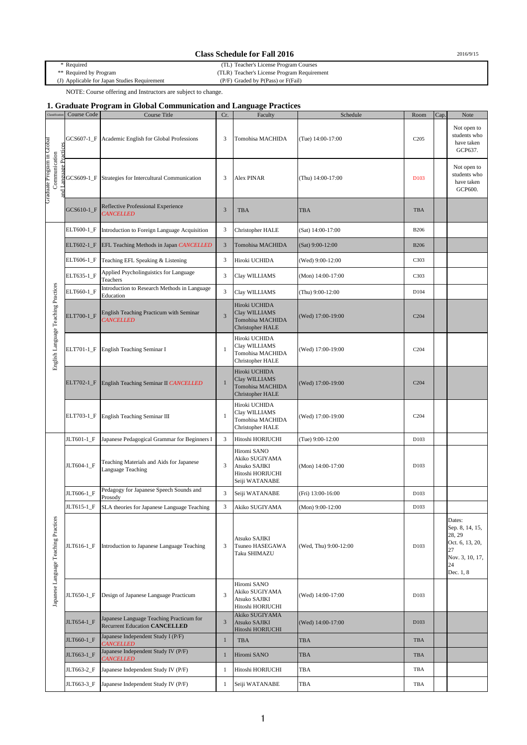# Class Schedule for Fall 2016

2016/9/15

| | |
|---|---|
| * Required | (TL) Teacher's License Program Courses |
| ** Required by Program | (TLR) Teacher's License Program Requirement |
| (J) Applicable for Japan Studies Requirement | (P/F) Graded by P(Pass) or F(Fail) |

NOTE: Course offering and Instructors are subject to change.

## 1. Graduate Program in Global Communication and Language Practices

| Classification | Course Code | Course Title | Cr. | Faculty | Schedule | Room | Cap. | Note |
|---|---|---|---|---|---|---|---|---|
| Graduate Program in Global Communication and Language Practices | GCS607-1_F | Academic English for Global Professions | 3 | Tomohisa MACHIDA | (Tue) 14:00-17:00 | C205 | | Not open to students who have taken GCP637. |
| | GCS609-1_F | Strategies for Intercultural Communication | 3 | Alex PINAR | (Thu) 14:00-17:00 | D103 | | Not open to students who have taken GCP600. |
| | GCS610-1_F | Reflective Professional Experience *CANCELLED* | 3 | TBA | TBA | TBA | | |
| English Language Teaching Practices | ELT600-1_F | Introduction to Foreign Language Acquisition | 3 | Christopher HALE | (Sat) 14:00-17:00 | B206 | | |
| | ELT602-1_F | EFL Teaching Methods in Japan *CANCELLED* | 3 | Tomohisa MACHIDA | (Sat) 9:00-12:00 | B206 | | |
| | ELT606-1_F | Teaching EFL Speaking & Listening | 3 | Hiroki UCHIDA | (Wed) 9:00-12:00 | C303 | | |
| | ELT635-1_F | Applied Psycholinguistics for Language Teachers | 3 | Clay WILLIAMS | (Mon) 14:00-17:00 | C303 | | |
| | ELT660-1_F | Introduction to Research Methods in Language Education | 3 | Clay WILLIAMS | (Thu) 9:00-12:00 | D104 | | |
| | ELT700-1_F | English Teaching Practicum with Seminar *CANCELLED* | 3 | Hiroki UCHIDA<br>Clay WILLIAMS<br>Tomohisa MACHIDA<br>Christopher HALE | (Wed) 17:00-19:00 | C204 | | |
| | ELT701-1_F | English Teaching Seminar I | 1 | Hiroki UCHIDA<br>Clay WILLIAMS<br>Tomohisa MACHIDA<br>Christopher HALE | (Wed) 17:00-19:00 | C204 | | |
| | ELT702-1_F | English Teaching Seminar II *CANCELLED* | 1 | Hiroki UCHIDA<br>Clay WILLIAMS<br>Tomohisa MACHIDA<br>Christopher HALE | (Wed) 17:00-19:00 | C204 | | |
| | ELT703-1_F | English Teaching Seminar III | 1 | Hiroki UCHIDA<br>Clay WILLIAMS<br>Tomohisa MACHIDA<br>Christopher HALE | (Wed) 17:00-19:00 | C204 | | |
| Japanese Language Teaching Practices | JLT601-1_F | Japanese Pedagogical Grammar for Beginners I | 3 | Hitoshi HORIUCHI | (Tue) 9:00-12:00 | D103 | | |
| | JLT604-1_F | Teaching Materials and Aids for Japanese Language Teaching | 3 | Hiromi SANO<br>Akiko SUGIYAMA<br>Atsuko SAJIKI<br>Hitoshi HORIUCHI<br>Seiji WATANABE | (Mon) 14:00-17:00 | D103 | | |
| | JLT606-1_F | Pedagogy for Japanese Speech Sounds and Prosody | 3 | Seiji WATANABE | (Fri) 13:00-16:00 | D103 | | |
| | JLT615-1_F | SLA theories for Japanese Language Teaching | 3 | Akiko SUGIYAMA | (Mon) 9:00-12:00 | D103 | | |
| | JLT616-1_F | Introduction to Japanese Language Teaching | 3 | Atsuko SAJIKI<br>Tsuneo HASEGAWA<br>Taku SHIMAZU | (Wed, Thu) 9:00-12:00 | D103 | | Dates:<br>Sep. 8, 14, 15, 28, 29<br>Oct. 6, 13, 20, 27<br>Nov. 3, 10, 17, 24<br>Dec. 1, 8 |
| | JLT650-1_F | Design of Japanese Language Practicum | 3 | Hiromi SANO<br>Akiko SUGIYAMA<br>Atsuko SAJIKI<br>Hitoshi HORIUCHI | (Wed) 14:00-17:00 | D103 | | |
| | JLT654-1_F | Japanese Language Teaching Practicum for Recurrent Education **CANCELLED** | 3 | Akiko SUGIYAMA<br>Atsuko SAJIKI<br>Hitoshi HORIUCHI | (Wed) 14:00-17:00 | D103 | | |
| | JLT660-1_F | Japanese Independent Study I (P/F) *CANCELLED* | 1 | TBA | TBA | TBA | | |
| | JLT663-1_F | Japanese Independent Study IV (P/F) *CANCELLED* | 1 | Hiromi SANO | TBA | TBA | | |
| | JLT663-2_F | Japanese Independent Study IV (P/F) | 1 | Hitoshi HORIUCHI | TBA | TBA | | |
| | JLT663-3_F | Japanese Independent Study IV (P/F) | 1 | Seiji WATANABE | TBA | TBA | | |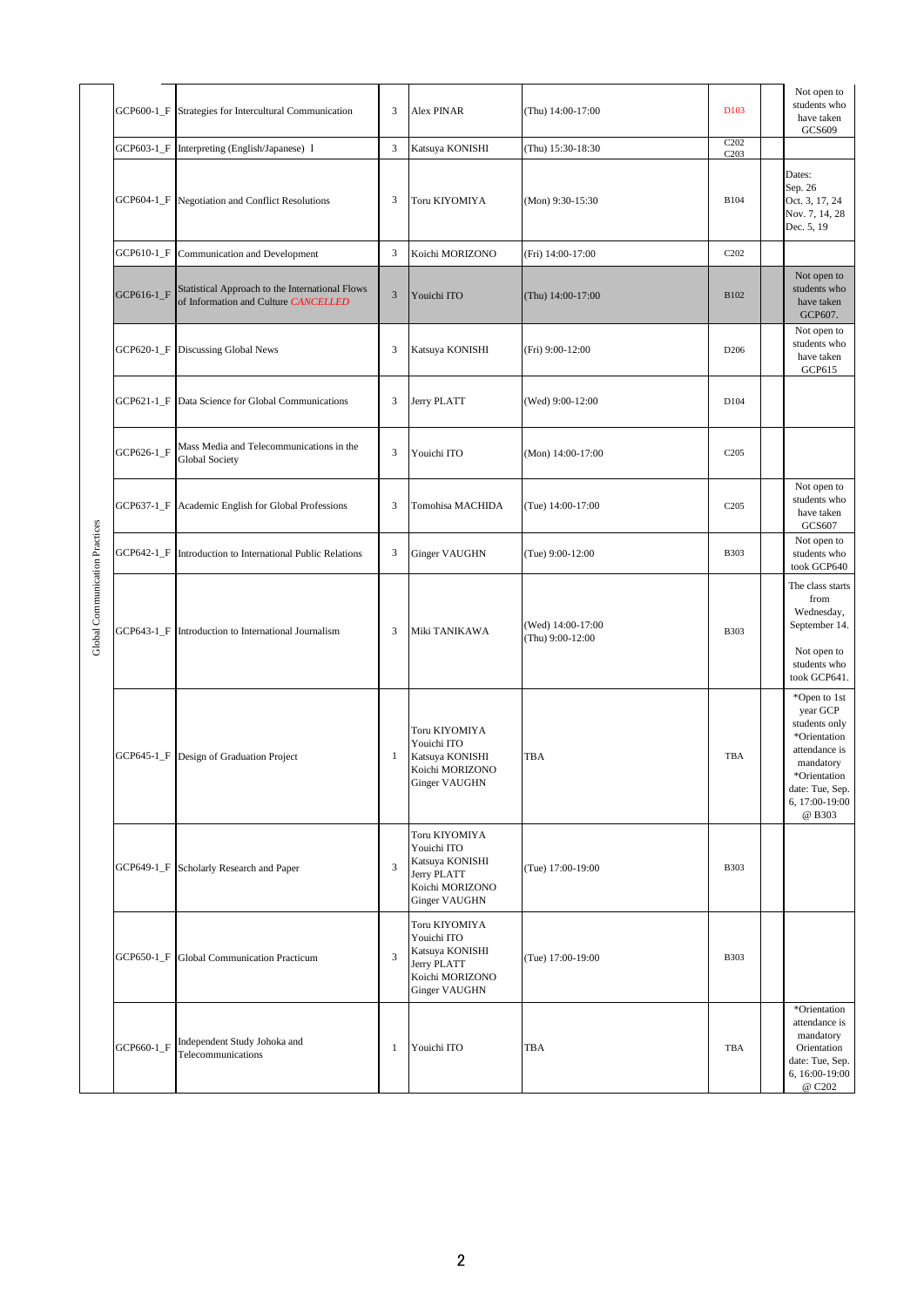| | | | | | | | | |
|---|---|---|---|---|---|---|---|---|
| Global Communication Practices | GCP600-1_F | Strategies for Intercultural Communication | 3 | Alex PINAR | (Thu) 14:00-17:00 | D103 | | Not open to students who have taken GCS609 |
| | GCP603-1_F | Interpreting (English/Japanese) Ⅰ | 3 | Katsuya KONISHI | (Thu) 15:30-18:30 | C202 C203 | | |
| | GCP604-1_F | Negotiation and Conflict Resolutions | 3 | Toru KIYOMIYA | (Mon) 9:30-15:30 | B104 | | Dates: Sep. 26 Oct. 3, 17, 24 Nov. 7, 14, 28 Dec. 5, 19 |
| | GCP610-1_F | Communication and Development | 3 | Koichi MORIZONO | (Fri) 14:00-17:00 | C202 | | |
| | GCP616-1_F | Statistical Approach to the International Flows of Information and Culture *CANCELLED* | 3 | Youichi ITO | (Thu) 14:00-17:00 | B102 | | Not open to students who have taken GCP607. |
| | GCP620-1_F | Discussing Global News | 3 | Katsuya KONISHI | (Fri) 9:00-12:00 | D206 | | Not open to students who have taken GCP615 |
| | GCP621-1_F | Data Science for Global Communications | 3 | Jerry PLATT | (Wed) 9:00-12:00 | D104 | | |
| | GCP626-1_F | Mass Media and Telecommunications in the Global Society | 3 | Youichi ITO | (Mon) 14:00-17:00 | C205 | | |
| | GCP637-1_F | Academic English for Global Professions | 3 | Tomohisa MACHIDA | (Tue) 14:00-17:00 | C205 | | Not open to students who have taken GCS607 |
| | GCP642-1_F | Introduction to International Public Relations | 3 | Ginger VAUGHN | (Tue) 9:00-12:00 | B303 | | Not open to students who took GCP640 |
| | GCP643-1_F | Introduction to International Journalism | 3 | Miki TANIKAWA | (Wed) 14:00-17:00 (Thu) 9:00-12:00 | B303 | | The class starts from Wednesday, September 14. Not open to students who took GCP641. |
| | GCP645-1_F | Design of Graduation Project | 1 | Toru KIYOMIYA Youichi ITO Katsuya KONISHI Koichi MORIZONO Ginger VAUGHN | TBA | TBA | | *Open to 1st year GCP students only *Orientation attendance is mandatory *Orientation date: Tue, Sep. 6, 17:00-19:00 @ B303 |
| | GCP649-1_F | Scholarly Research and Paper | 3 | Toru KIYOMIYA Youichi ITO Katsuya KONISHI Jerry PLATT Koichi MORIZONO Ginger VAUGHN | (Tue) 17:00-19:00 | B303 | | |
| | GCP650-1_F | Global Communication Practicum | 3 | Toru KIYOMIYA Youichi ITO Katsuya KONISHI Jerry PLATT Koichi MORIZONO Ginger VAUGHN | (Tue) 17:00-19:00 | B303 | | |
| | GCP660-1_F | Independent Study Johoka and Telecommunications | 1 | Youichi ITO | TBA | TBA | | *Orientation attendance is mandatory Orientation date: Tue, Sep. 6, 16:00-19:00 @ C202 |